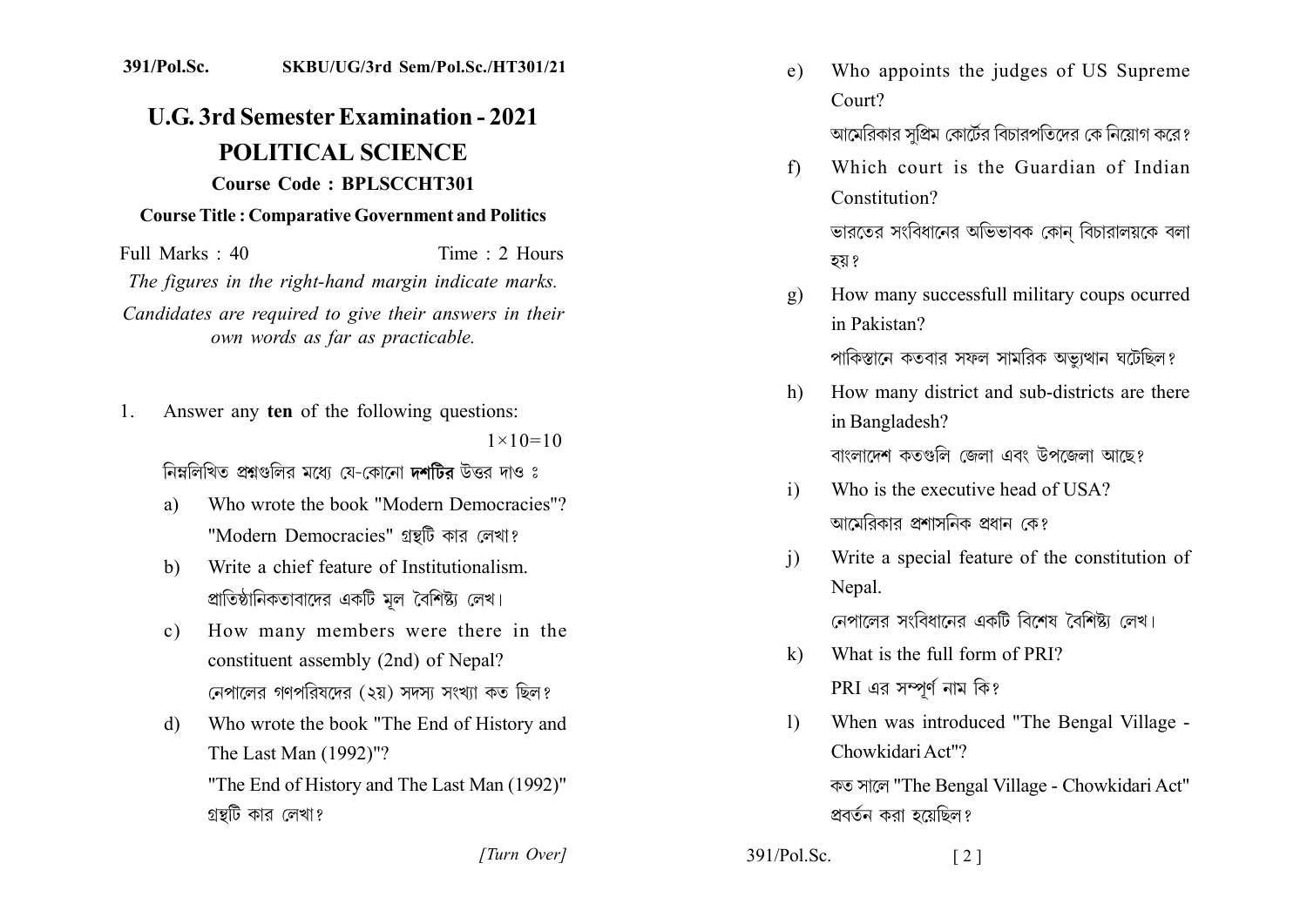391/Pol.Sc. SKBU/UG/3rd Sem/Pol.Sc./HT301/21

# U.G. 3rd Semester Examination - 2021

## POLITICAL SCIENCE

**Course Code : BPLSCCHT301**

**Course Title : Comparative Government and Politics**

Full Marks : 40 Time : 2 Hours

*The figures in the right-hand margin indicate marks.*

*Candidates are required to give their answers in their own words as far as practicable.*

1. Answer any **ten** of the following questions: 1×10=10

   নিম্নলিখিত প্রশ্নগুলির মধ্যে যে-কোনো **দশটির** উত্তর দাও ঃ

   a) Who wrote the book "Modern Democracies"?
   "Modern Democracies" গ্রন্থটি কার লেখা?

   b) Write a chief feature of Institutionalism.
   প্রাতিষ্ঠানিকতাবাদের একটি মূল বৈশিষ্ট্য লেখ।

   c) How many members were there in the constituent assembly (2nd) of Nepal?
   নেপালের গণপরিষদের (২য়) সদস্য সংখ্যা কত ছিল?

   d) Who wrote the book "The End of History and The Last Man (1992)"?
   "The End of History and The Last Man (1992)" গ্রন্থটি কার লেখা?

   e) Who appoints the judges of US Supreme Court?
   আমেরিকার সুপ্রিম কোর্টের বিচারপতিদের কে নিয়োগ করে?

   f) Which court is the Guardian of Indian Constitution?
   ভারতের সংবিধানের অভিভাবক কোন্ বিচারালয়কে বলা হয়?

   g) How many successfull military coups ocurred in Pakistan?
   পাকিস্তানে কতবার সফল সামরিক অভ্যুত্থান ঘটেছিল?

   h) How many district and sub-districts are there in Bangladesh?
   বাংলাদেশ কতগুলি জেলা এবং উপজেলা আছে?

   i) Who is the executive head of USA?
   আমেরিকার প্রশাসনিক প্রধান কে?

   j) Write a special feature of the constitution of Nepal.
   নেপালের সংবিধানের একটি বিশেষ বৈশিষ্ট্য লেখ।

   k) What is the full form of PRI?
   PRI এর সম্পূর্ণ নাম কি?

   l) When was introduced "The Bengal Village - Chowkidari Act"?
   কত সালে "The Bengal Village - Chowkidari Act" প্রবর্তন করা হয়েছিল?

[Turn Over]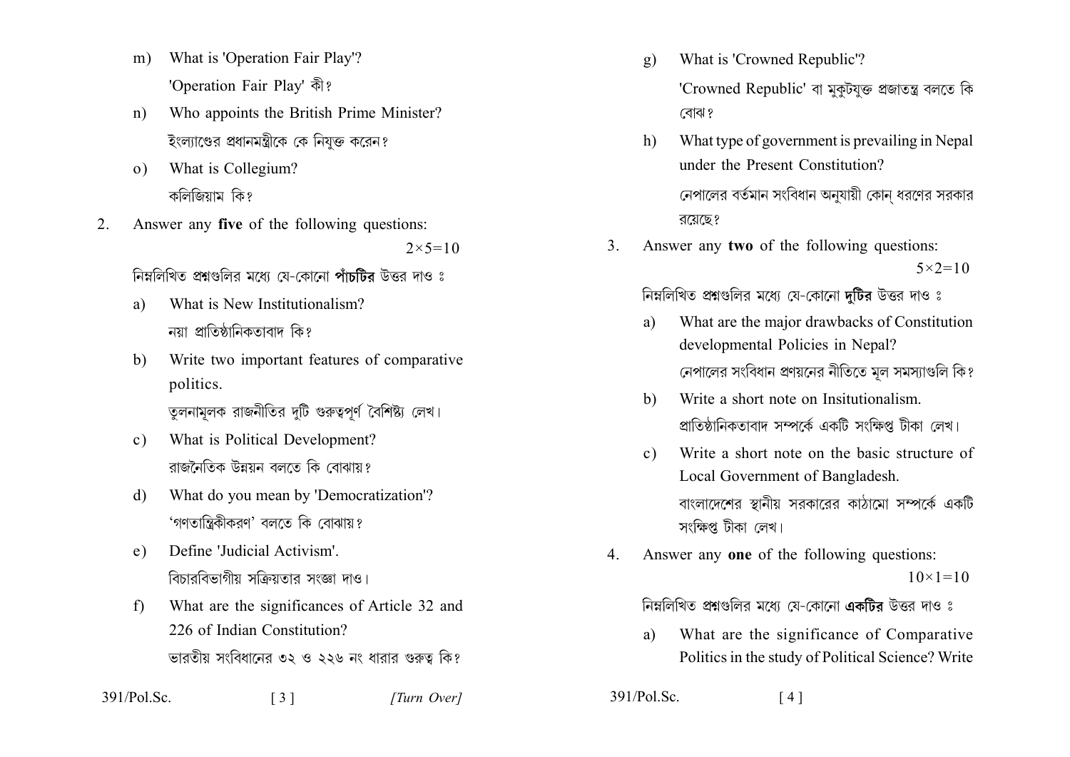m) What is 'Operation Fair Play'?

'Operation Fair Play' কী?

n) Who appoints the British Prime Minister?

ইংল্যাণ্ডের প্রধানমন্ত্রীকে কে নিযুক্ত করেন?

o) What is Collegium?

কলিজিয়াম কি?

2. Answer any **five** of the following questions: $2 \times 5 = 10$

নিম্নলিখিত প্রশ্নগুলির মধ্যে যে-কোনো **পাঁচটির** উত্তর দাও ঃ

a) What is New Institutionalism?

নয়া প্রাতিষ্ঠানিকতাবাদ কি?

b) Write two important features of comparative politics.

তুলনামূলক রাজনীতির দুটি গুরুত্বপূর্ণ বৈশিষ্ট্য লেখ।

c) What is Political Development?

রাজনৈতিক উন্নয়ন বলতে কি বোঝায়?

d) What do you mean by 'Democratization'?

'গণতান্ত্রিকীকরণ' বলতে কি বোঝায়?

e) Define 'Judicial Activism'.

বিচারবিভাগীয় সক্রিয়তার সংজ্ঞা দাও।

f) What are the significances of Article 32 and 226 of Indian Constitution?

ভারতীয় সংবিধানের ৩২ ও ২২৬ নং ধারার গুরুত্ব কি?

g) What is 'Crowned Republic'?

'Crowned Republic' বা মুকুটযুক্ত প্রজাতন্ত্র বলতে কি বোঝ?

h) What type of government is prevailing in Nepal under the Present Constitution?

নেপালের বর্তমান সংবিধান অনুযায়ী কোন্ ধরণের সরকার রয়েছে?

3. Answer any **two** of the following questions: $5 \times 2 = 10$

নিম্নলিখিত প্রশ্নগুলির মধ্যে যে-কোনো **দুটির** উত্তর দাও ঃ

a) What are the major drawbacks of Constitution developmental Policies in Nepal?

নেপালের সংবিধান প্রণয়নের নীতিতে মূল সমস্যাগুলি কি?

b) Write a short note on Insitutionalism.

প্রাতিষ্ঠানিকতাবাদ সম্পর্কে একটি সংক্ষিপ্ত টীকা লেখ।

c) Write a short note on the basic structure of Local Government of Bangladesh.

বাংলাদেশের স্থানীয় সরকারের কাঠামো সম্পর্কে একটি সংক্ষিপ্ত টীকা লেখ।

4. Answer any **one** of the following questions: $10 \times 1 = 10$

নিম্নলিখিত প্রশ্নগুলির মধ্যে যে-কোনো **একটির** উত্তর দাও ঃ

a) What are the significance of Comparative Politics in the study of Political Science? Write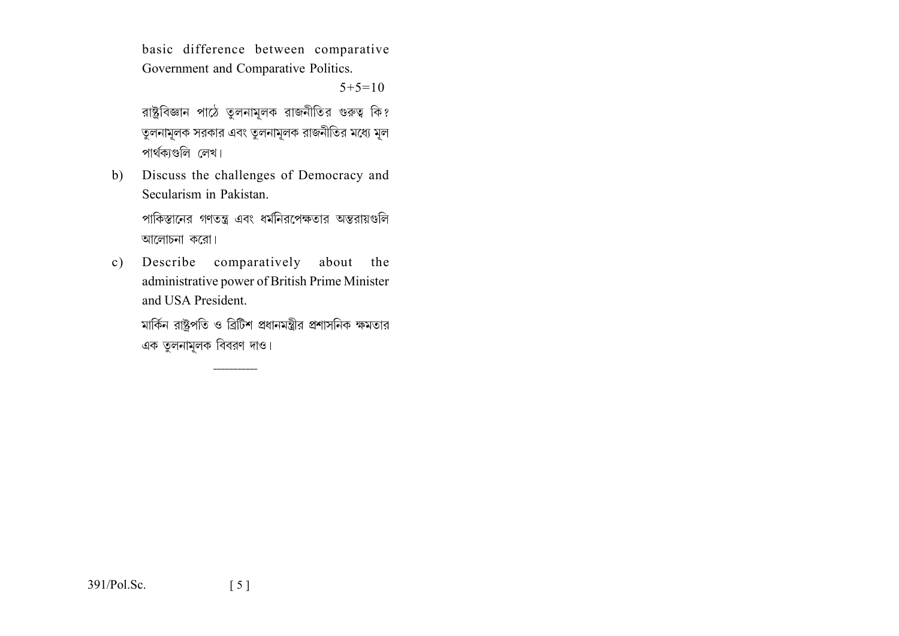basic difference between comparative Government and Comparative Politics.

5+5=10

রাষ্ট্রবিজ্ঞান পাঠে তুলনামূলক রাজনীতির গুরুত্ব কি? তুলনামূলক সরকার এবং তুলনামূলক রাজনীতির মধ্যে মূল পার্থক্যগুলি লেখ।

b) Discuss the challenges of Democracy and Secularism in Pakistan.

পাকিস্তানের গণতন্ত্র এবং ধর্মনিরপেক্ষতার অন্তরায়গুলি আলোচনা করো।

c) Describe comparatively about the administrative power of British Prime Minister and USA President.

মার্কিন রাষ্ট্রপতি ও ব্রিটিশ প্রধানমন্ত্রীর প্রশাসনিক ক্ষমতার এক তুলনামূলক বিবরণ দাও।

———